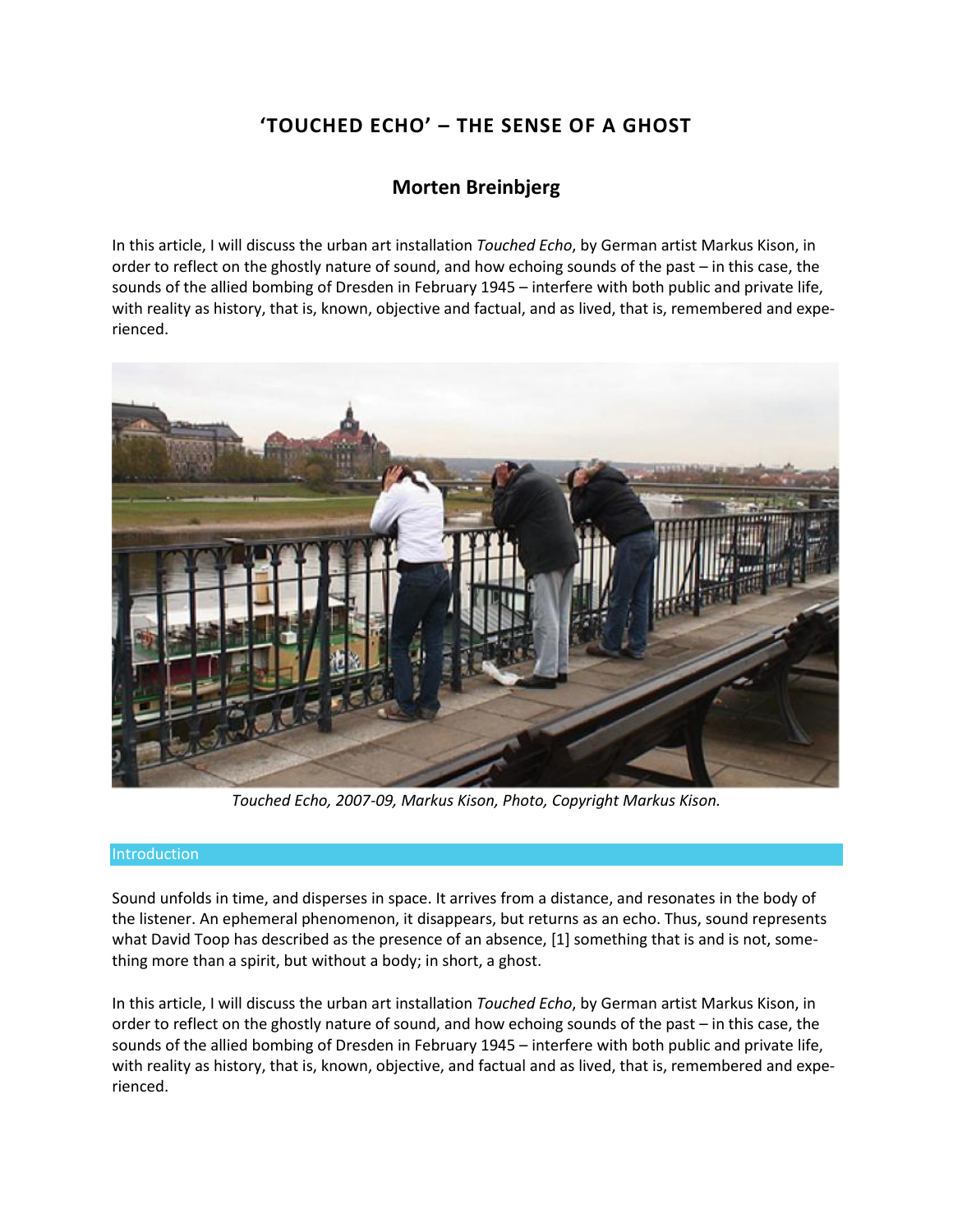# 'TOUCHED ECHO' – THE SENSE OF A GHOST

## Morten Breinbjerg

In this article, I will discuss the urban art installation *Touched Echo*, by German artist Markus Kison, in order to reflect on the ghostly nature of sound, and how echoing sounds of the past – in this case, the sounds of the allied bombing of Dresden in February 1945 – interfere with both public and private life, with reality as history, that is, known, objective and factual, and as lived, that is, remembered and experienced.

*Touched Echo, 2007-09, Markus Kison, Photo, Copyright Markus Kison.*

## Introduction

Sound unfolds in time, and disperses in space. It arrives from a distance, and resonates in the body of the listener. An ephemeral phenomenon, it disappears, but returns as an echo. Thus, sound represents what David Toop has described as the presence of an absence, [1] something that is and is not, something more than a spirit, but without a body; in short, a ghost.

In this article, I will discuss the urban art installation *Touched Echo*, by German artist Markus Kison, in order to reflect on the ghostly nature of sound, and how echoing sounds of the past – in this case, the sounds of the allied bombing of Dresden in February 1945 – interfere with both public and private life, with reality as history, that is, known, objective, and factual and as lived, that is, remembered and experienced.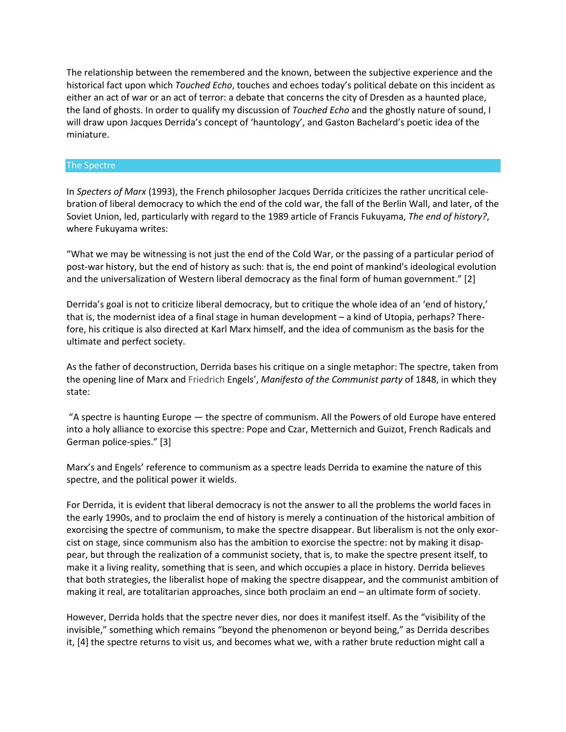The relationship between the remembered and the known, between the subjective experience and the historical fact upon which *Touched Echo*, touches and echoes today's political debate on this incident as either an act of war or an act of terror: a debate that concerns the city of Dresden as a haunted place, the land of ghosts. In order to qualify my discussion of *Touched Echo* and the ghostly nature of sound, I will draw upon Jacques Derrida's concept of 'hauntology', and Gaston Bachelard's poetic idea of the miniature.

## The Spectre

In *Specters of Marx* (1993), the French philosopher Jacques Derrida criticizes the rather uncritical celebration of liberal democracy to which the end of the cold war, the fall of the Berlin Wall, and later, of the Soviet Union, led, particularly with regard to the 1989 article of Francis Fukuyama, *The end of history?*, where Fukuyama writes:

"What we may be witnessing is not just the end of the Cold War, or the passing of a particular period of post-war history, but the end of history as such: that is, the end point of mankind's ideological evolution and the universalization of Western liberal democracy as the final form of human government." [2]

Derrida's goal is not to criticize liberal democracy, but to critique the whole idea of an 'end of history,' that is, the modernist idea of a final stage in human development – a kind of Utopia, perhaps? Therefore, his critique is also directed at Karl Marx himself, and the idea of communism as the basis for the ultimate and perfect society.

As the father of deconstruction, Derrida bases his critique on a single metaphor: The spectre, taken from the opening line of Marx and Friedrich Engels', *Manifesto of the Communist party* of 1848, in which they state:

"A spectre is haunting Europe — the spectre of communism. All the Powers of old Europe have entered into a holy alliance to exorcise this spectre: Pope and Czar, Metternich and Guizot, French Radicals and German police-spies." [3]

Marx's and Engels' reference to communism as a spectre leads Derrida to examine the nature of this spectre, and the political power it wields.

For Derrida, it is evident that liberal democracy is not the answer to all the problems the world faces in the early 1990s, and to proclaim the end of history is merely a continuation of the historical ambition of exorcising the spectre of communism, to make the spectre disappear. But liberalism is not the only exorcist on stage, since communism also has the ambition to exorcise the spectre: not by making it disappear, but through the realization of a communist society, that is, to make the spectre present itself, to make it a living reality, something that is seen, and which occupies a place in history. Derrida believes that both strategies, the liberalist hope of making the spectre disappear, and the communist ambition of making it real, are totalitarian approaches, since both proclaim an end – an ultimate form of society.

However, Derrida holds that the spectre never dies, nor does it manifest itself. As the "visibility of the invisible," something which remains "beyond the phenomenon or beyond being," as Derrida describes it, [4] the spectre returns to visit us, and becomes what we, with a rather brute reduction might call a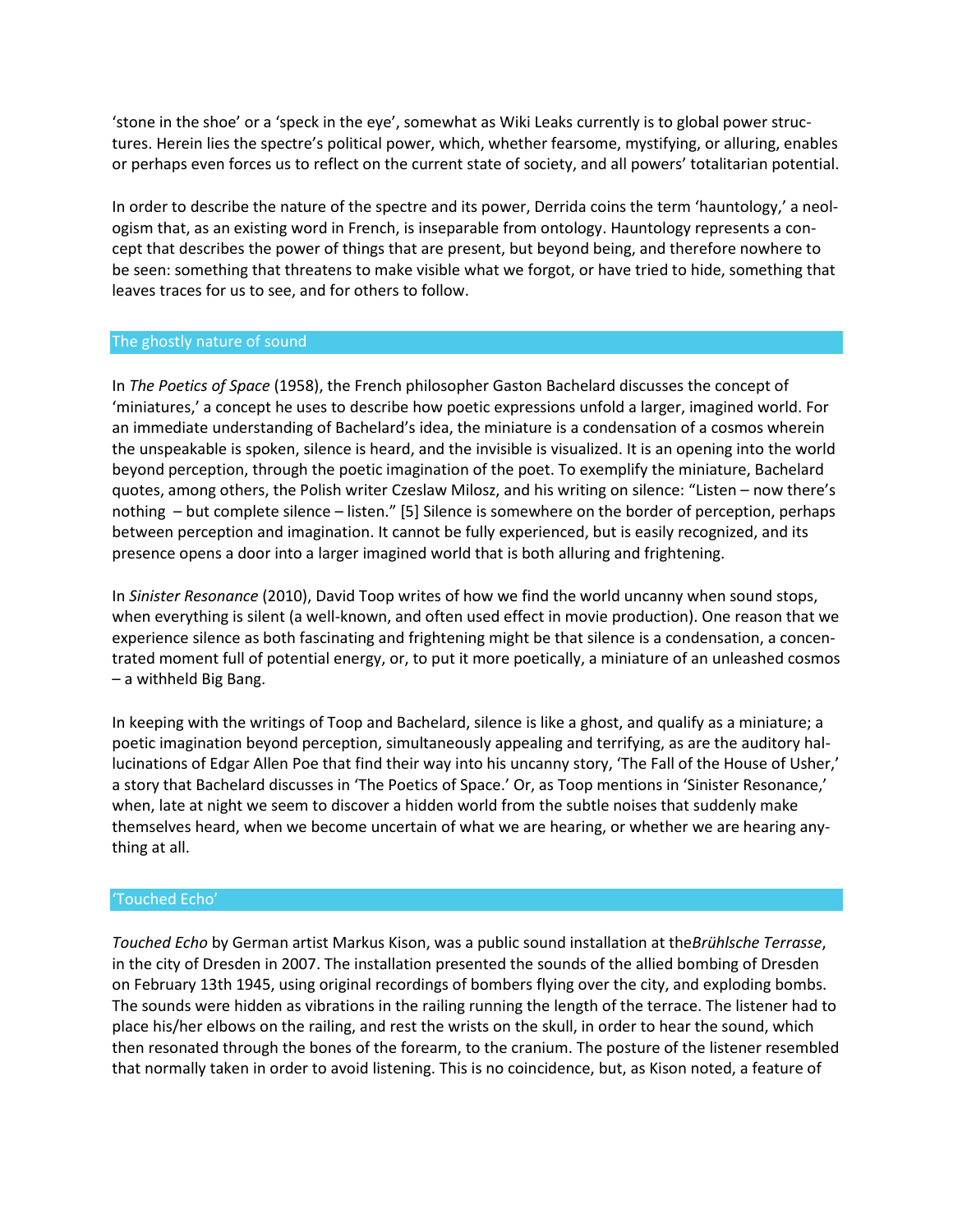'stone in the shoe' or a 'speck in the eye', somewhat as Wiki Leaks currently is to global power structures. Herein lies the spectre's political power, which, whether fearsome, mystifying, or alluring, enables or perhaps even forces us to reflect on the current state of society, and all powers' totalitarian potential.

In order to describe the nature of the spectre and its power, Derrida coins the term 'hauntology,' a neologism that, as an existing word in French, is inseparable from ontology. Hauntology represents a concept that describes the power of things that are present, but beyond being, and therefore nowhere to be seen: something that threatens to make visible what we forgot, or have tried to hide, something that leaves traces for us to see, and for others to follow.

## The ghostly nature of sound

In *The Poetics of Space* (1958), the French philosopher Gaston Bachelard discusses the concept of 'miniatures,' a concept he uses to describe how poetic expressions unfold a larger, imagined world. For an immediate understanding of Bachelard's idea, the miniature is a condensation of a cosmos wherein the unspeakable is spoken, silence is heard, and the invisible is visualized. It is an opening into the world beyond perception, through the poetic imagination of the poet. To exemplify the miniature, Bachelard quotes, among others, the Polish writer Czeslaw Milosz, and his writing on silence: "Listen – now there's nothing – but complete silence – listen." [5] Silence is somewhere on the border of perception, perhaps between perception and imagination. It cannot be fully experienced, but is easily recognized, and its presence opens a door into a larger imagined world that is both alluring and frightening.

In *Sinister Resonance* (2010), David Toop writes of how we find the world uncanny when sound stops, when everything is silent (a well-known, and often used effect in movie production). One reason that we experience silence as both fascinating and frightening might be that silence is a condensation, a concentrated moment full of potential energy, or, to put it more poetically, a miniature of an unleashed cosmos – a withheld Big Bang.

In keeping with the writings of Toop and Bachelard, silence is like a ghost, and qualify as a miniature; a poetic imagination beyond perception, simultaneously appealing and terrifying, as are the auditory hallucinations of Edgar Allen Poe that find their way into his uncanny story, 'The Fall of the House of Usher,' a story that Bachelard discusses in 'The Poetics of Space.' Or, as Toop mentions in 'Sinister Resonance,' when, late at night we seem to discover a hidden world from the subtle noises that suddenly make themselves heard, when we become uncertain of what we are hearing, or whether we are hearing anything at all.

## 'Touched Echo'

*Touched Echo* by German artist Markus Kison, was a public sound installation at the*Brühlsche Terrasse*, in the city of Dresden in 2007. The installation presented the sounds of the allied bombing of Dresden on February 13th 1945, using original recordings of bombers flying over the city, and exploding bombs. The sounds were hidden as vibrations in the railing running the length of the terrace. The listener had to place his/her elbows on the railing, and rest the wrists on the skull, in order to hear the sound, which then resonated through the bones of the forearm, to the cranium. The posture of the listener resembled that normally taken in order to avoid listening. This is no coincidence, but, as Kison noted, a feature of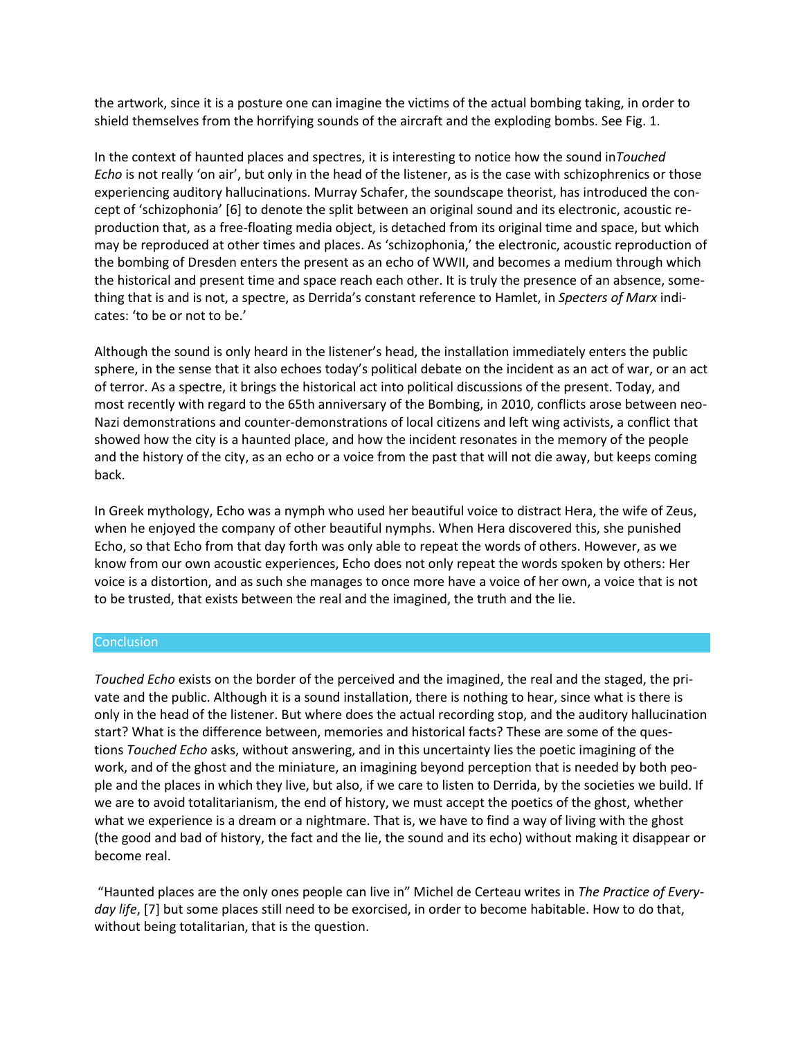the artwork, since it is a posture one can imagine the victims of the actual bombing taking, in order to shield themselves from the horrifying sounds of the aircraft and the exploding bombs. See Fig. 1.

In the context of haunted places and spectres, it is interesting to notice how the sound in*Touched Echo* is not really 'on air', but only in the head of the listener, as is the case with schizophrenics or those experiencing auditory hallucinations. Murray Schafer, the soundscape theorist, has introduced the concept of 'schizophonia' [6] to denote the split between an original sound and its electronic, acoustic reproduction that, as a free-floating media object, is detached from its original time and space, but which may be reproduced at other times and places. As 'schizophonia,' the electronic, acoustic reproduction of the bombing of Dresden enters the present as an echo of WWII, and becomes a medium through which the historical and present time and space reach each other. It is truly the presence of an absence, something that is and is not, a spectre, as Derrida's constant reference to Hamlet, in *Specters of Marx* indicates: 'to be or not to be.'

Although the sound is only heard in the listener's head, the installation immediately enters the public sphere, in the sense that it also echoes today's political debate on the incident as an act of war, or an act of terror. As a spectre, it brings the historical act into political discussions of the present. Today, and most recently with regard to the 65th anniversary of the Bombing, in 2010, conflicts arose between neo-Nazi demonstrations and counter-demonstrations of local citizens and left wing activists, a conflict that showed how the city is a haunted place, and how the incident resonates in the memory of the people and the history of the city, as an echo or a voice from the past that will not die away, but keeps coming back.

In Greek mythology, Echo was a nymph who used her beautiful voice to distract Hera, the wife of Zeus, when he enjoyed the company of other beautiful nymphs. When Hera discovered this, she punished Echo, so that Echo from that day forth was only able to repeat the words of others. However, as we know from our own acoustic experiences, Echo does not only repeat the words spoken by others: Her voice is a distortion, and as such she manages to once more have a voice of her own, a voice that is not to be trusted, that exists between the real and the imagined, the truth and the lie.

## Conclusion

*Touched Echo* exists on the border of the perceived and the imagined, the real and the staged, the private and the public. Although it is a sound installation, there is nothing to hear, since what is there is only in the head of the listener. But where does the actual recording stop, and the auditory hallucination start? What is the difference between, memories and historical facts? These are some of the questions *Touched Echo* asks, without answering, and in this uncertainty lies the poetic imagining of the work, and of the ghost and the miniature, an imagining beyond perception that is needed by both people and the places in which they live, but also, if we care to listen to Derrida, by the societies we build. If we are to avoid totalitarianism, the end of history, we must accept the poetics of the ghost, whether what we experience is a dream or a nightmare. That is, we have to find a way of living with the ghost (the good and bad of history, the fact and the lie, the sound and its echo) without making it disappear or become real.

"Haunted places are the only ones people can live in" Michel de Certeau writes in *The Practice of Everyday life*, [7] but some places still need to be exorcised, in order to become habitable. How to do that, without being totalitarian, that is the question.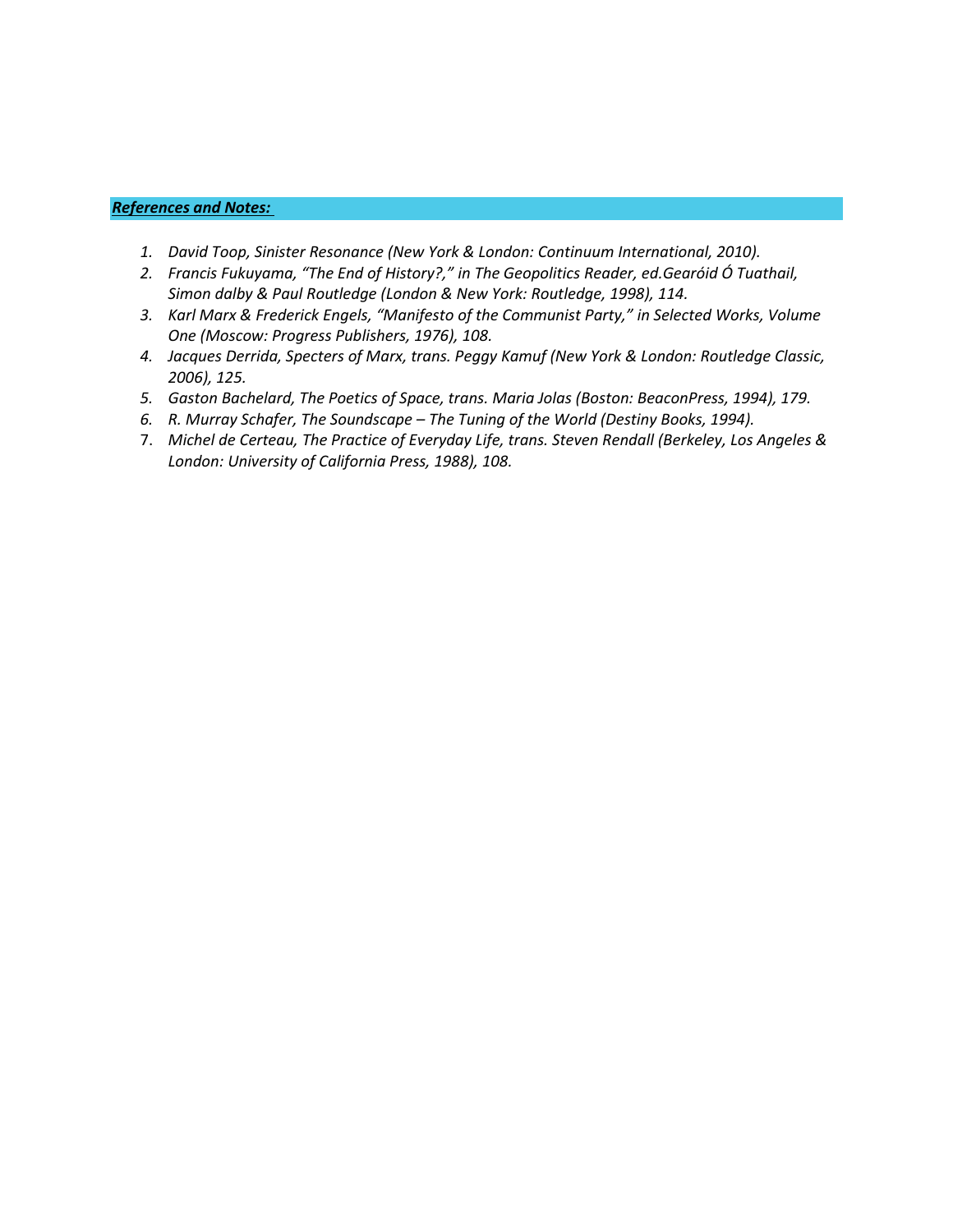***References and Notes:***

1. *David Toop, Sinister Resonance (New York & London: Continuum International, 2010).*
2. *Francis Fukuyama, "The End of History?," in The Geopolitics Reader, ed.Gearóid Ó Tuathail, Simon dalby & Paul Routledge (London & New York: Routledge, 1998), 114.*
3. *Karl Marx & Frederick Engels, "Manifesto of the Communist Party," in Selected Works, Volume One (Moscow: Progress Publishers, 1976), 108.*
4. *Jacques Derrida, Specters of Marx, trans. Peggy Kamuf (New York & London: Routledge Classic, 2006), 125.*
5. *Gaston Bachelard, The Poetics of Space, trans. Maria Jolas (Boston: BeaconPress, 1994), 179.*
6. *R. Murray Schafer, The Soundscape – The Tuning of the World (Destiny Books, 1994).*
7. *Michel de Certeau, The Practice of Everyday Life, trans. Steven Rendall (Berkeley, Los Angeles & London: University of California Press, 1988), 108.*